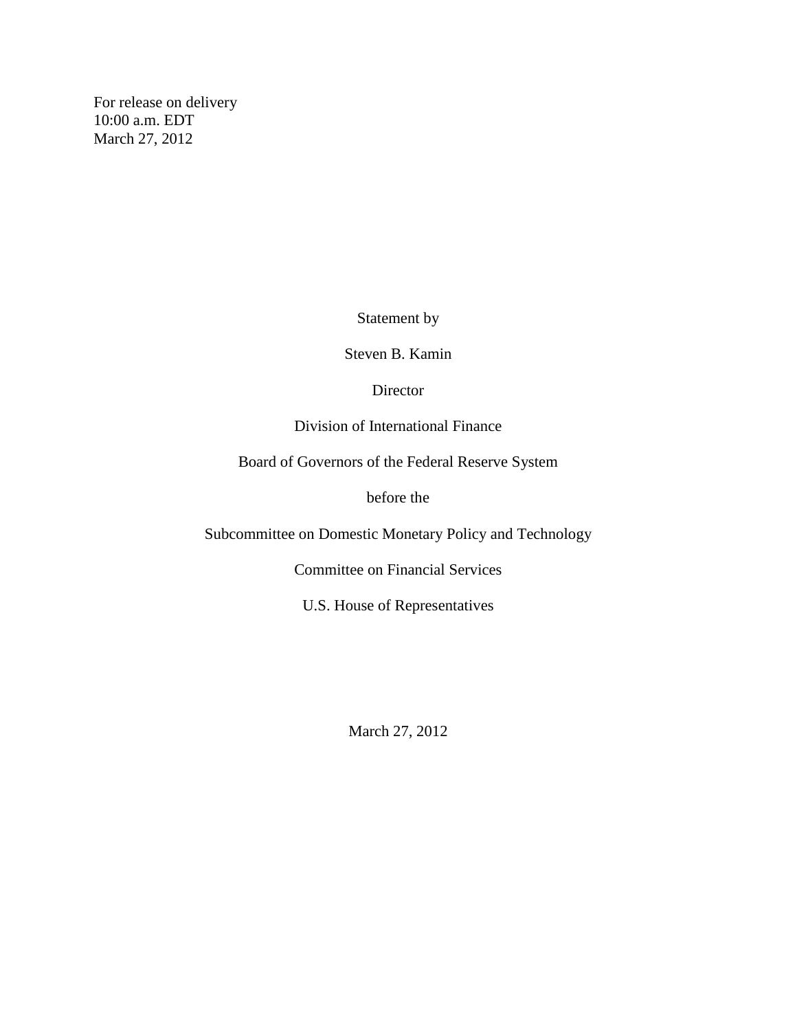For release on delivery
10:00 a.m. EDT
March 27, 2012

Statement by

Steven B. Kamin

Director

Division of International Finance

Board of Governors of the Federal Reserve System

before the

Subcommittee on Domestic Monetary Policy and Technology

Committee on Financial Services

U.S. House of Representatives

March 27, 2012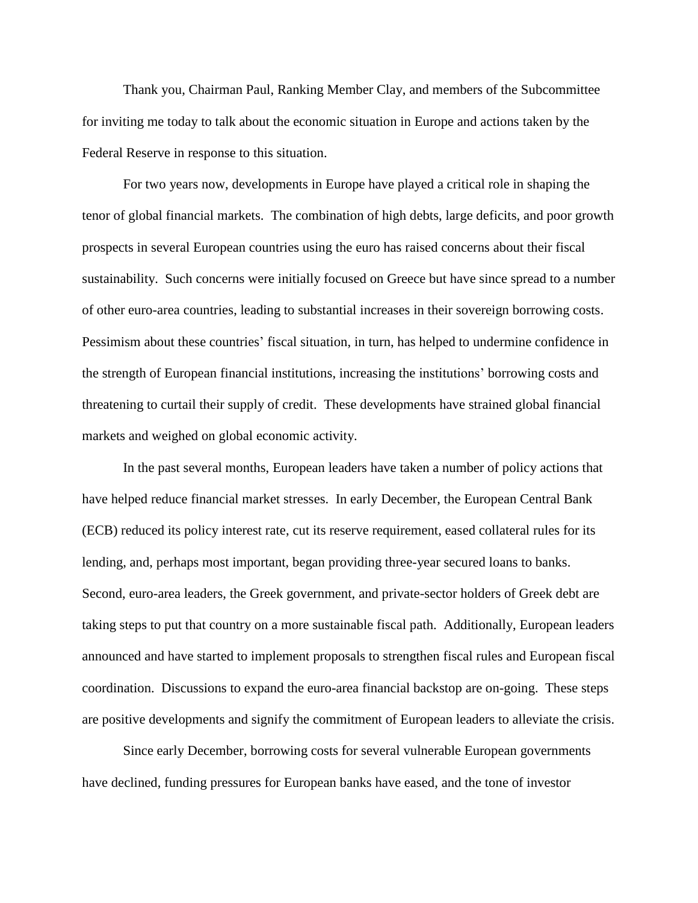Thank you, Chairman Paul, Ranking Member Clay, and members of the Subcommittee for inviting me today to talk about the economic situation in Europe and actions taken by the Federal Reserve in response to this situation.

For two years now, developments in Europe have played a critical role in shaping the tenor of global financial markets. The combination of high debts, large deficits, and poor growth prospects in several European countries using the euro has raised concerns about their fiscal sustainability. Such concerns were initially focused on Greece but have since spread to a number of other euro-area countries, leading to substantial increases in their sovereign borrowing costs. Pessimism about these countries' fiscal situation, in turn, has helped to undermine confidence in the strength of European financial institutions, increasing the institutions' borrowing costs and threatening to curtail their supply of credit. These developments have strained global financial markets and weighed on global economic activity.

In the past several months, European leaders have taken a number of policy actions that have helped reduce financial market stresses. In early December, the European Central Bank (ECB) reduced its policy interest rate, cut its reserve requirement, eased collateral rules for its lending, and, perhaps most important, began providing three-year secured loans to banks. Second, euro-area leaders, the Greek government, and private-sector holders of Greek debt are taking steps to put that country on a more sustainable fiscal path. Additionally, European leaders announced and have started to implement proposals to strengthen fiscal rules and European fiscal coordination. Discussions to expand the euro-area financial backstop are on-going. These steps are positive developments and signify the commitment of European leaders to alleviate the crisis.

Since early December, borrowing costs for several vulnerable European governments have declined, funding pressures for European banks have eased, and the tone of investor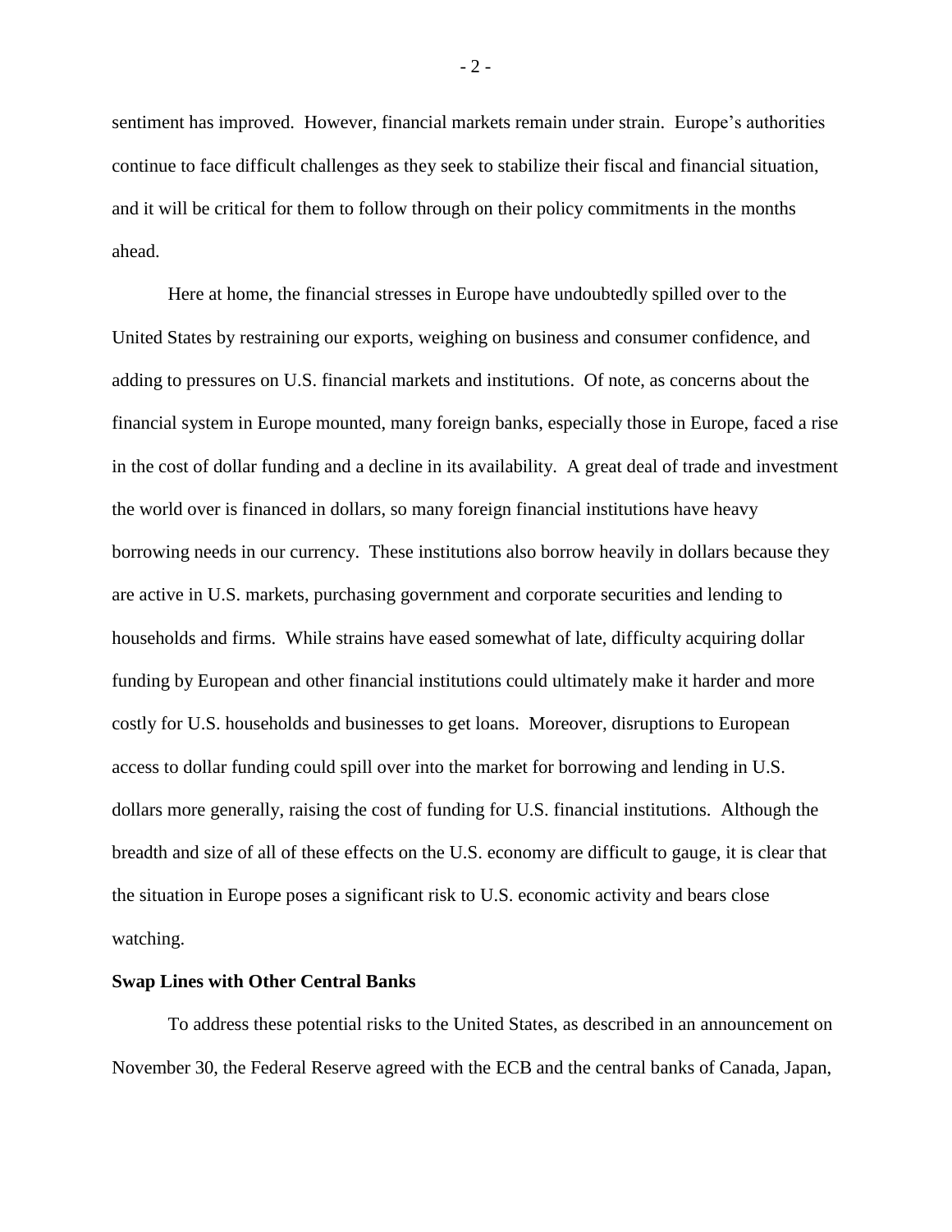sentiment has improved. However, financial markets remain under strain. Europe's authorities continue to face difficult challenges as they seek to stabilize their fiscal and financial situation, and it will be critical for them to follow through on their policy commitments in the months ahead.

Here at home, the financial stresses in Europe have undoubtedly spilled over to the United States by restraining our exports, weighing on business and consumer confidence, and adding to pressures on U.S. financial markets and institutions. Of note, as concerns about the financial system in Europe mounted, many foreign banks, especially those in Europe, faced a rise in the cost of dollar funding and a decline in its availability. A great deal of trade and investment the world over is financed in dollars, so many foreign financial institutions have heavy borrowing needs in our currency. These institutions also borrow heavily in dollars because they are active in U.S. markets, purchasing government and corporate securities and lending to households and firms. While strains have eased somewhat of late, difficulty acquiring dollar funding by European and other financial institutions could ultimately make it harder and more costly for U.S. households and businesses to get loans. Moreover, disruptions to European access to dollar funding could spill over into the market for borrowing and lending in U.S. dollars more generally, raising the cost of funding for U.S. financial institutions. Although the breadth and size of all of these effects on the U.S. economy are difficult to gauge, it is clear that the situation in Europe poses a significant risk to U.S. economic activity and bears close watching.

**Swap Lines with Other Central Banks**

To address these potential risks to the United States, as described in an announcement on November 30, the Federal Reserve agreed with the ECB and the central banks of Canada, Japan,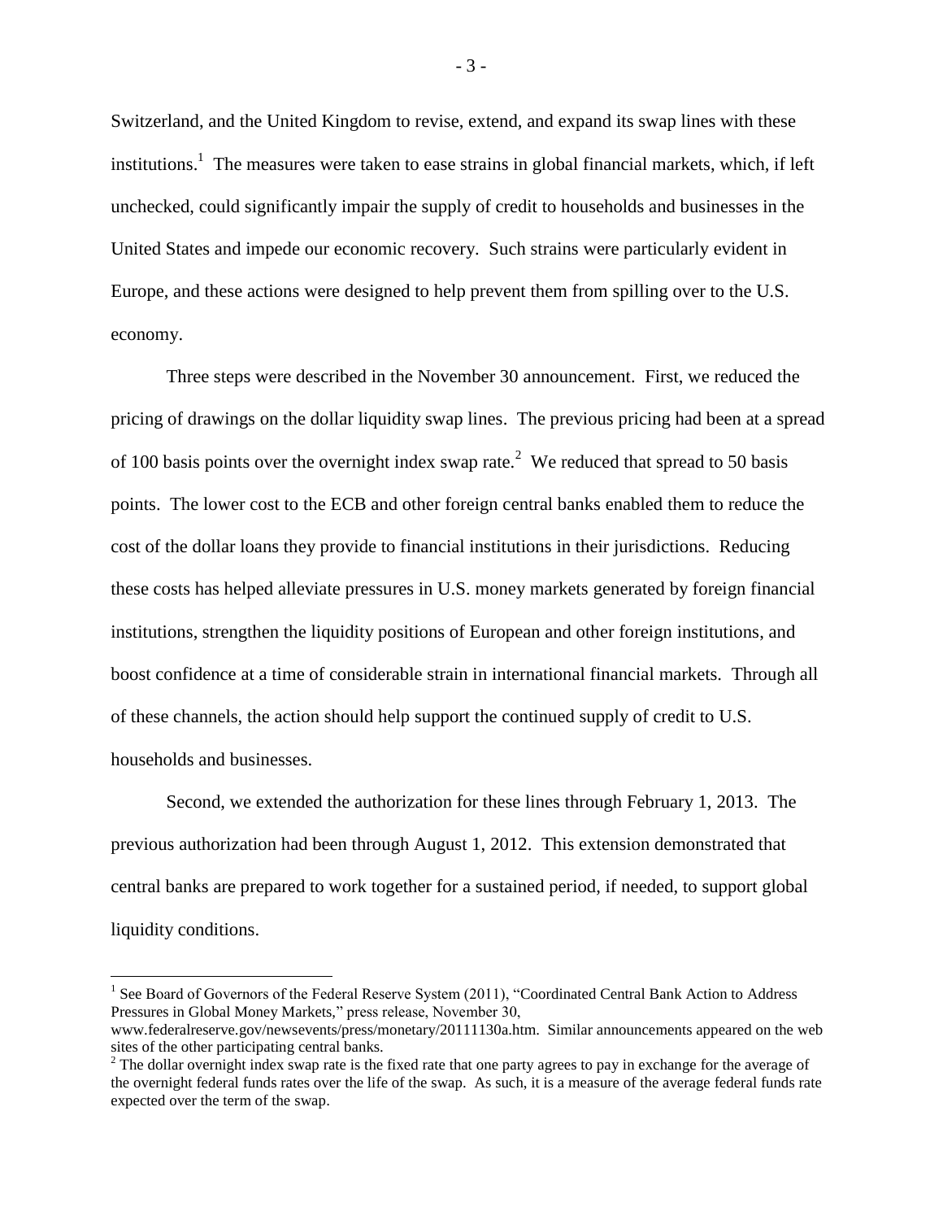Switzerland, and the United Kingdom to revise, extend, and expand its swap lines with these institutions.[1] The measures were taken to ease strains in global financial markets, which, if left unchecked, could significantly impair the supply of credit to households and businesses in the United States and impede our economic recovery. Such strains were particularly evident in Europe, and these actions were designed to help prevent them from spilling over to the U.S. economy.

Three steps were described in the November 30 announcement. First, we reduced the pricing of drawings on the dollar liquidity swap lines. The previous pricing had been at a spread of 100 basis points over the overnight index swap rate.[2] We reduced that spread to 50 basis points. The lower cost to the ECB and other foreign central banks enabled them to reduce the cost of the dollar loans they provide to financial institutions in their jurisdictions. Reducing these costs has helped alleviate pressures in U.S. money markets generated by foreign financial institutions, strengthen the liquidity positions of European and other foreign institutions, and boost confidence at a time of considerable strain in international financial markets. Through all of these channels, the action should help support the continued supply of credit to U.S. households and businesses.

Second, we extended the authorization for these lines through February 1, 2013. The previous authorization had been through August 1, 2012. This extension demonstrated that central banks are prepared to work together for a sustained period, if needed, to support global liquidity conditions.

---

[1] See Board of Governors of the Federal Reserve System (2011), "Coordinated Central Bank Action to Address Pressures in Global Money Markets," press release, November 30, www.federalreserve.gov/newsevents/press/monetary/20111130a.htm. Similar announcements appeared on the web sites of the other participating central banks.

[2] The dollar overnight index swap rate is the fixed rate that one party agrees to pay in exchange for the average of the overnight federal funds rates over the life of the swap. As such, it is a measure of the average federal funds rate expected over the term of the swap.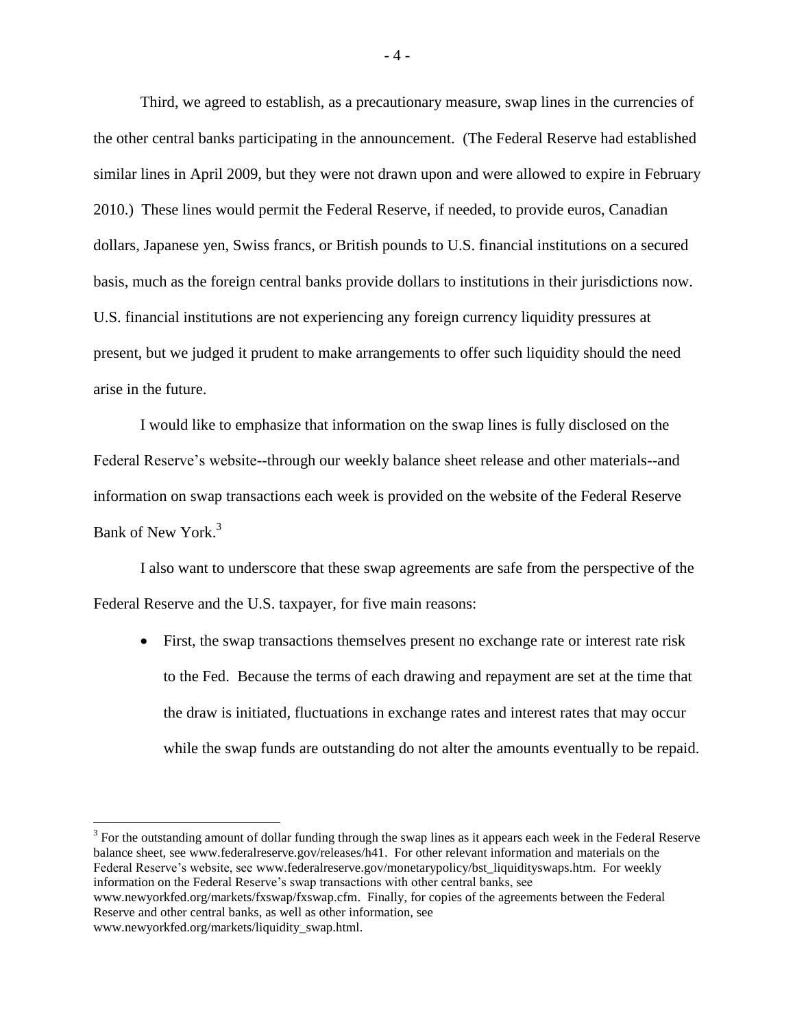Third, we agreed to establish, as a precautionary measure, swap lines in the currencies of the other central banks participating in the announcement. (The Federal Reserve had established similar lines in April 2009, but they were not drawn upon and were allowed to expire in February 2010.) These lines would permit the Federal Reserve, if needed, to provide euros, Canadian dollars, Japanese yen, Swiss francs, or British pounds to U.S. financial institutions on a secured basis, much as the foreign central banks provide dollars to institutions in their jurisdictions now. U.S. financial institutions are not experiencing any foreign currency liquidity pressures at present, but we judged it prudent to make arrangements to offer such liquidity should the need arise in the future.

I would like to emphasize that information on the swap lines is fully disclosed on the Federal Reserve's website--through our weekly balance sheet release and other materials--and information on swap transactions each week is provided on the website of the Federal Reserve Bank of New York.[3]

I also want to underscore that these swap agreements are safe from the perspective of the Federal Reserve and the U.S. taxpayer, for five main reasons:

- First, the swap transactions themselves present no exchange rate or interest rate risk to the Fed. Because the terms of each drawing and repayment are set at the time that the draw is initiated, fluctuations in exchange rates and interest rates that may occur while the swap funds are outstanding do not alter the amounts eventually to be repaid.

---

[3] For the outstanding amount of dollar funding through the swap lines as it appears each week in the Federal Reserve balance sheet, see www.federalreserve.gov/releases/h41. For other relevant information and materials on the Federal Reserve's website, see www.federalreserve.gov/monetarypolicy/bst_liquidityswaps.htm. For weekly information on the Federal Reserve's swap transactions with other central banks, see www.newyorkfed.org/markets/fxswap/fxswap.cfm. Finally, for copies of the agreements between the Federal Reserve and other central banks, as well as other information, see www.newyorkfed.org/markets/liquidity_swap.html.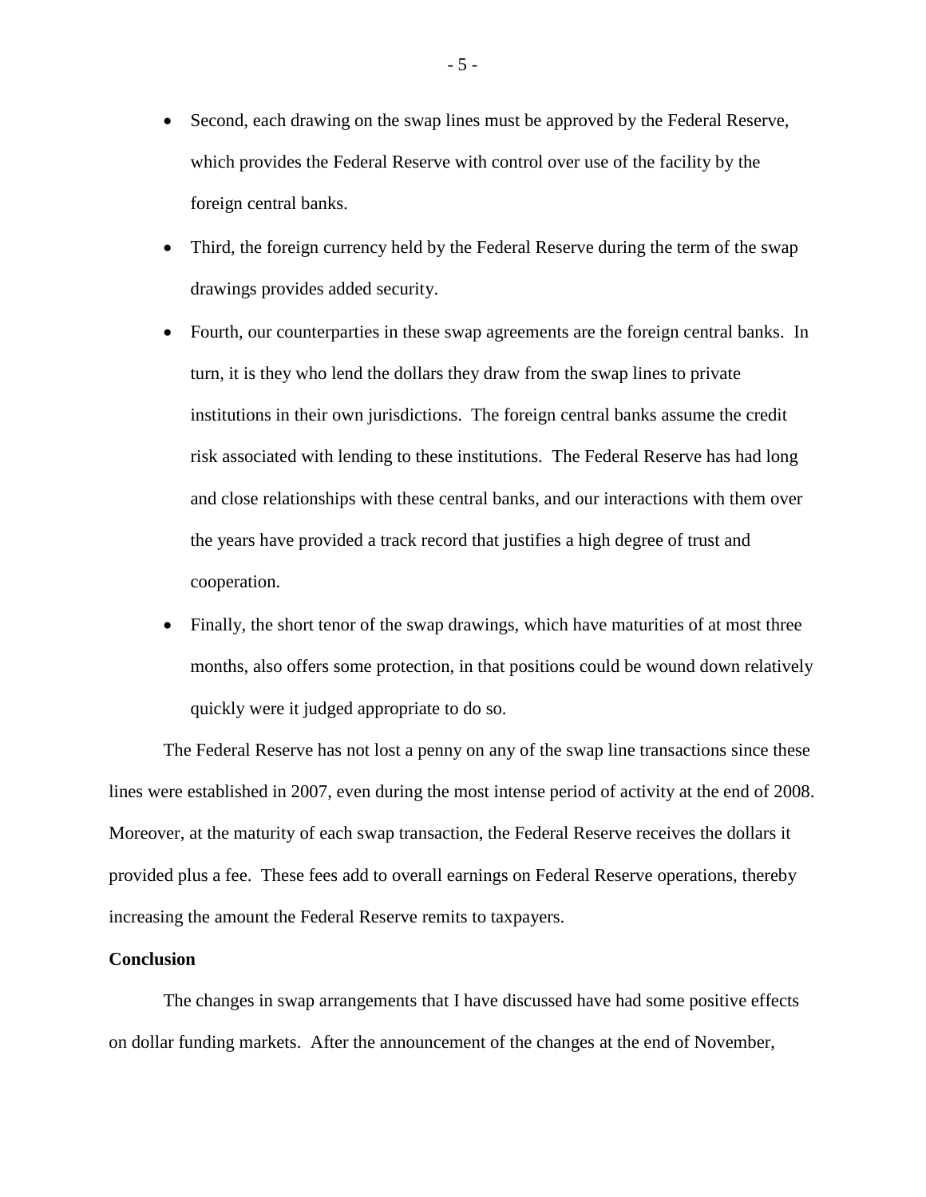- Second, each drawing on the swap lines must be approved by the Federal Reserve, which provides the Federal Reserve with control over use of the facility by the foreign central banks.
- Third, the foreign currency held by the Federal Reserve during the term of the swap drawings provides added security.
- Fourth, our counterparties in these swap agreements are the foreign central banks. In turn, it is they who lend the dollars they draw from the swap lines to private institutions in their own jurisdictions. The foreign central banks assume the credit risk associated with lending to these institutions. The Federal Reserve has had long and close relationships with these central banks, and our interactions with them over the years have provided a track record that justifies a high degree of trust and cooperation.
- Finally, the short tenor of the swap drawings, which have maturities of at most three months, also offers some protection, in that positions could be wound down relatively quickly were it judged appropriate to do so.

The Federal Reserve has not lost a penny on any of the swap line transactions since these lines were established in 2007, even during the most intense period of activity at the end of 2008. Moreover, at the maturity of each swap transaction, the Federal Reserve receives the dollars it provided plus a fee. These fees add to overall earnings on Federal Reserve operations, thereby increasing the amount the Federal Reserve remits to taxpayers.

**Conclusion**

The changes in swap arrangements that I have discussed have had some positive effects on dollar funding markets. After the announcement of the changes at the end of November,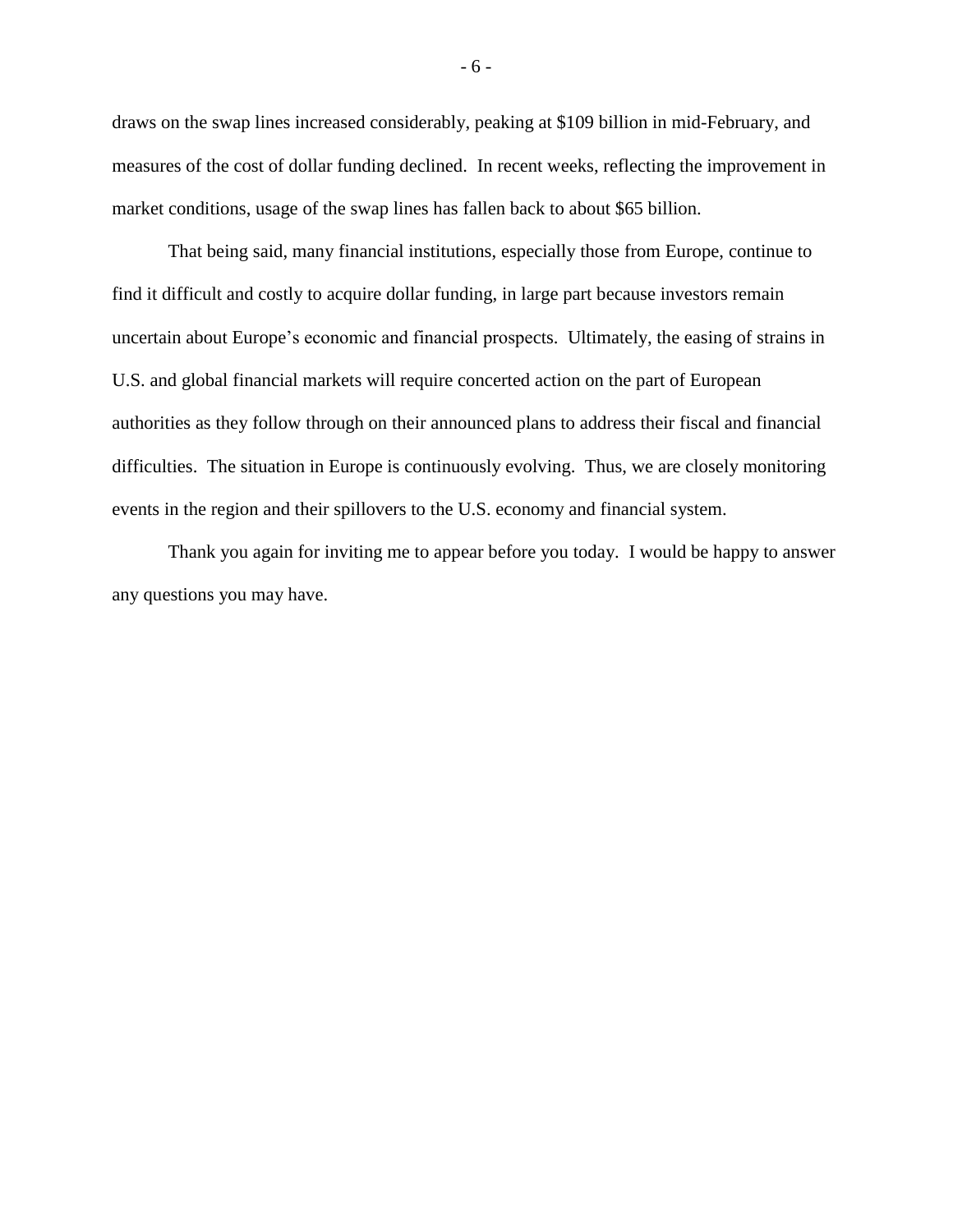draws on the swap lines increased considerably, peaking at $109 billion in mid-February, and measures of the cost of dollar funding declined. In recent weeks, reflecting the improvement in market conditions, usage of the swap lines has fallen back to about $65 billion.

That being said, many financial institutions, especially those from Europe, continue to find it difficult and costly to acquire dollar funding, in large part because investors remain uncertain about Europe's economic and financial prospects. Ultimately, the easing of strains in U.S. and global financial markets will require concerted action on the part of European authorities as they follow through on their announced plans to address their fiscal and financial difficulties. The situation in Europe is continuously evolving. Thus, we are closely monitoring events in the region and their spillovers to the U.S. economy and financial system.

Thank you again for inviting me to appear before you today. I would be happy to answer any questions you may have.